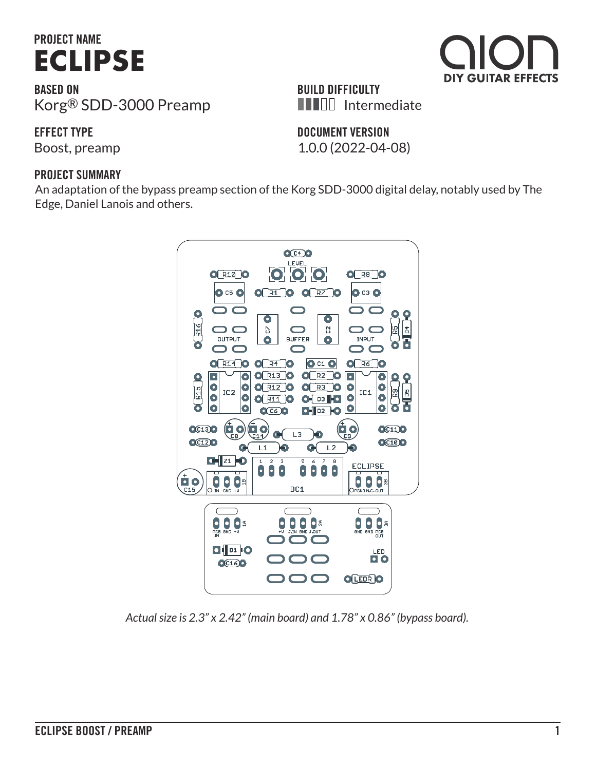**PROJECT NAME**

# ECLIPSE

**BASED ON**
Korg® SDD-3000 Preamp

**BUILD DIFFICULTY**
Intermediate

**EFFECT TYPE**
Boost, preamp

**DOCUMENT VERSION**
1.0.0 (2022-04-08)

**PROJECT SUMMARY**
An adaptation of the bypass preamp section of the Korg SDD-3000 digital delay, notably used by The Edge, Daniel Lanois and others.

*Actual size is 2.3" x 2.42" (main board) and 1.78" x 0.86" (bypass board).*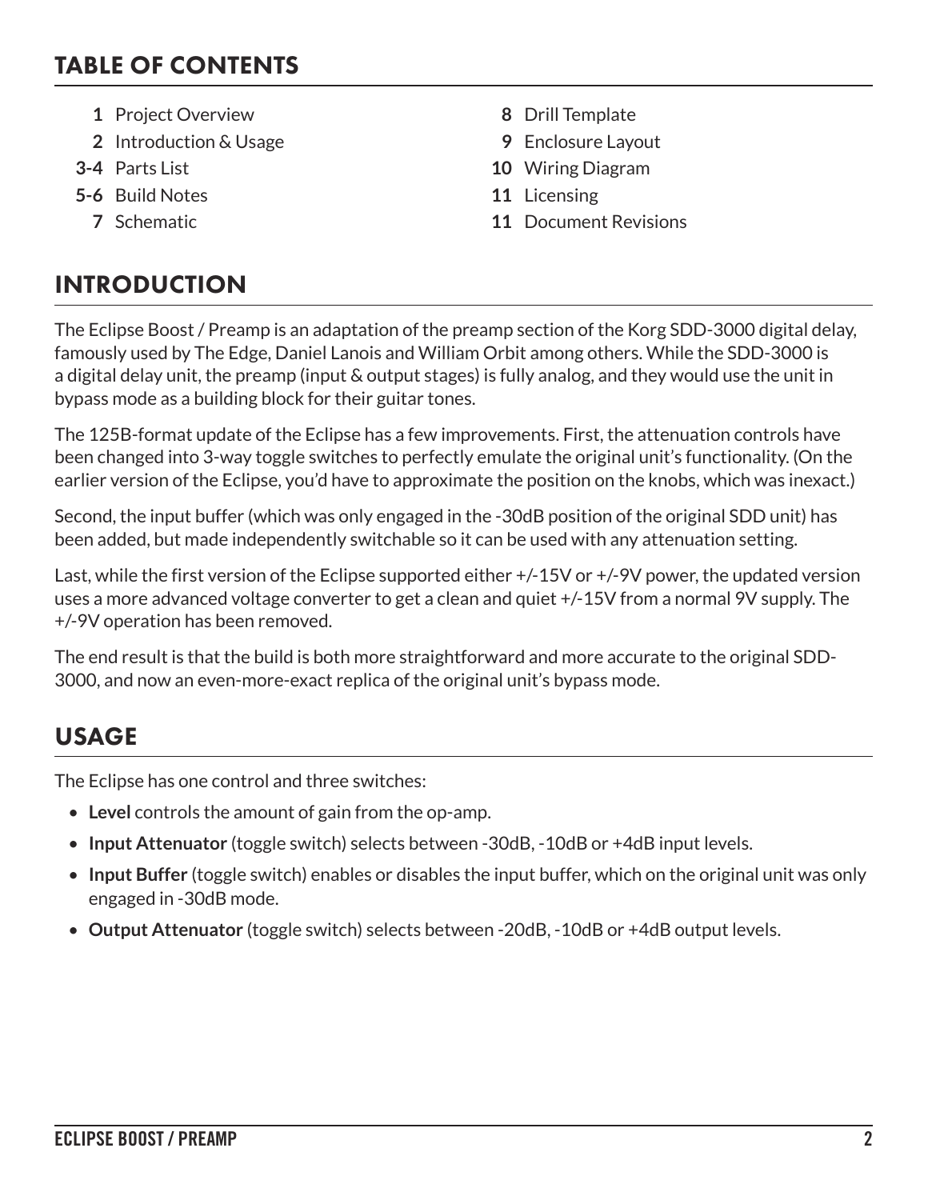## TABLE OF CONTENTS

- **1** Project Overview
- **2** Introduction & Usage
- **3-4** Parts List
- **5-6** Build Notes
- **7** Schematic
- **8** Drill Template
- **9** Enclosure Layout
- **10** Wiring Diagram
- **11** Licensing
- **11** Document Revisions

## INTRODUCTION

The Eclipse Boost / Preamp is an adaptation of the preamp section of the Korg SDD-3000 digital delay, famously used by The Edge, Daniel Lanois and William Orbit among others. While the SDD-3000 is a digital delay unit, the preamp (input & output stages) is fully analog, and they would use the unit in bypass mode as a building block for their guitar tones.

The 125B-format update of the Eclipse has a few improvements. First, the attenuation controls have been changed into 3-way toggle switches to perfectly emulate the original unit's functionality. (On the earlier version of the Eclipse, you'd have to approximate the position on the knobs, which was inexact.)

Second, the input buffer (which was only engaged in the -30dB position of the original SDD unit) has been added, but made independently switchable so it can be used with any attenuation setting.

Last, while the first version of the Eclipse supported either +/-15V or +/-9V power, the updated version uses a more advanced voltage converter to get a clean and quiet +/-15V from a normal 9V supply. The +/-9V operation has been removed.

The end result is that the build is both more straightforward and more accurate to the original SDD-3000, and now an even-more-exact replica of the original unit's bypass mode.

## USAGE

The Eclipse has one control and three switches:

- **Level** controls the amount of gain from the op-amp.
- **Input Attenuator** (toggle switch) selects between -30dB, -10dB or +4dB input levels.
- **Input Buffer** (toggle switch) enables or disables the input buffer, which on the original unit was only engaged in -30dB mode.
- **Output Attenuator** (toggle switch) selects between -20dB, -10dB or +4dB output levels.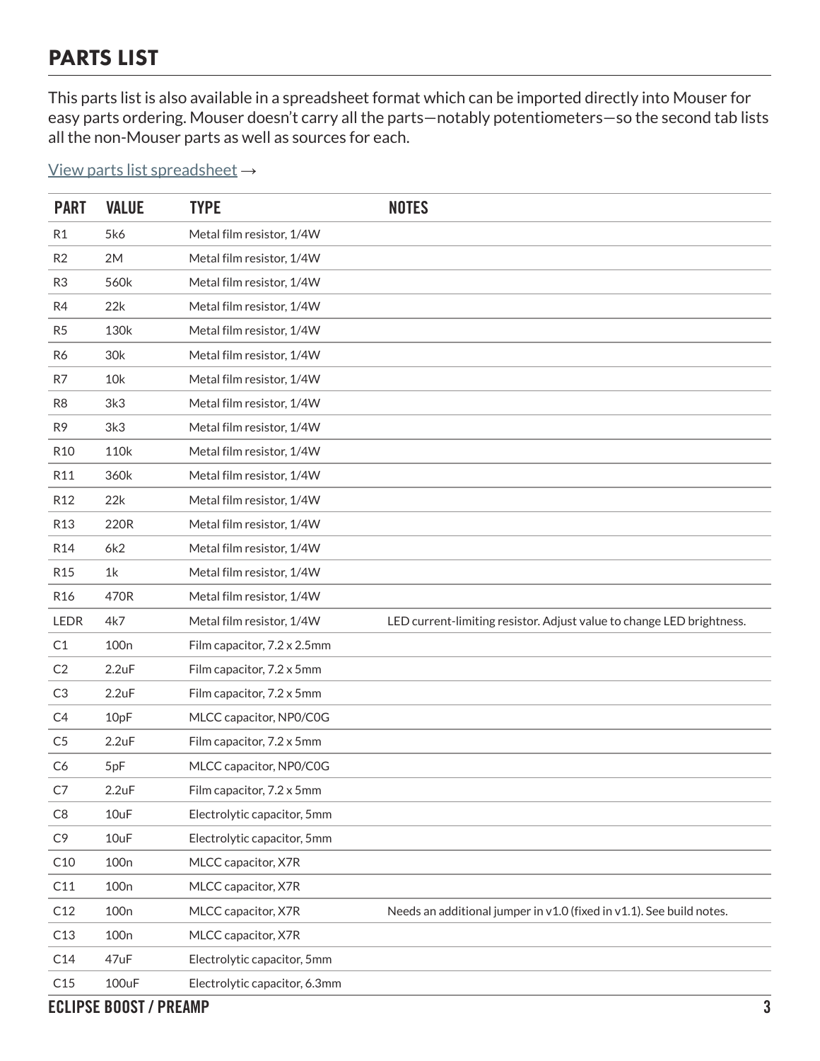## PARTS LIST

This parts list is also available in a spreadsheet format which can be imported directly into Mouser for easy parts ordering. Mouser doesn't carry all the parts—notably potentiometers—so the second tab lists all the non-Mouser parts as well as sources for each.

View parts list spreadsheet →

| PART | VALUE | TYPE | NOTES |
|---|---|---|---|
| R1 | 5k6 | Metal film resistor, 1/4W | |
| R2 | 2M | Metal film resistor, 1/4W | |
| R3 | 560k | Metal film resistor, 1/4W | |
| R4 | 22k | Metal film resistor, 1/4W | |
| R5 | 130k | Metal film resistor, 1/4W | |
| R6 | 30k | Metal film resistor, 1/4W | |
| R7 | 10k | Metal film resistor, 1/4W | |
| R8 | 3k3 | Metal film resistor, 1/4W | |
| R9 | 3k3 | Metal film resistor, 1/4W | |
| R10 | 110k | Metal film resistor, 1/4W | |
| R11 | 360k | Metal film resistor, 1/4W | |
| R12 | 22k | Metal film resistor, 1/4W | |
| R13 | 220R | Metal film resistor, 1/4W | |
| R14 | 6k2 | Metal film resistor, 1/4W | |
| R15 | 1k | Metal film resistor, 1/4W | |
| R16 | 470R | Metal film resistor, 1/4W | |
| LEDR | 4k7 | Metal film resistor, 1/4W | LED current-limiting resistor. Adjust value to change LED brightness. |
| C1 | 100n | Film capacitor, 7.2 x 2.5mm | |
| C2 | 2.2uF | Film capacitor, 7.2 x 5mm | |
| C3 | 2.2uF | Film capacitor, 7.2 x 5mm | |
| C4 | 10pF | MLCC capacitor, NP0/C0G | |
| C5 | 2.2uF | Film capacitor, 7.2 x 5mm | |
| C6 | 5pF | MLCC capacitor, NP0/C0G | |
| C7 | 2.2uF | Film capacitor, 7.2 x 5mm | |
| C8 | 10uF | Electrolytic capacitor, 5mm | |
| C9 | 10uF | Electrolytic capacitor, 5mm | |
| C10 | 100n | MLCC capacitor, X7R | |
| C11 | 100n | MLCC capacitor, X7R | |
| C12 | 100n | MLCC capacitor, X7R | Needs an additional jumper in v1.0 (fixed in v1.1). See build notes. |
| C13 | 100n | MLCC capacitor, X7R | |
| C14 | 47uF | Electrolytic capacitor, 5mm | |
| C15 | 100uF | Electrolytic capacitor, 6.3mm | |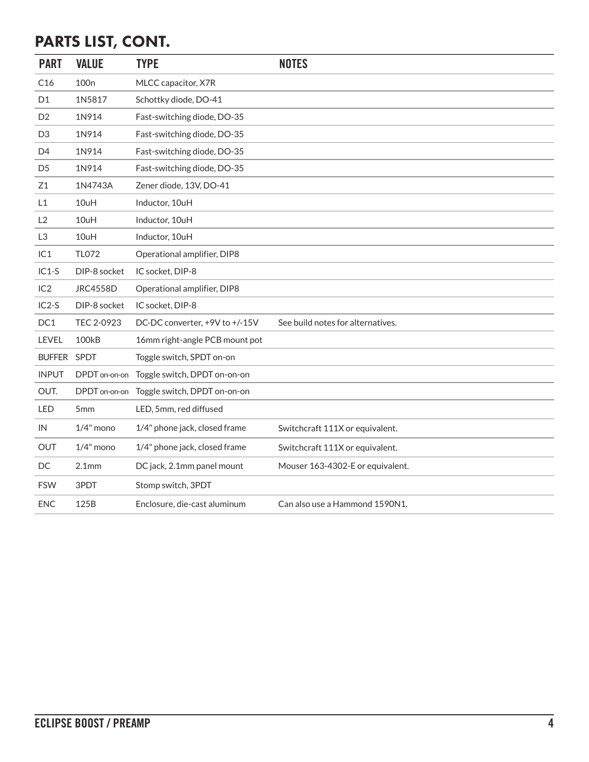## PARTS LIST, CONT.

| PART | VALUE | TYPE | NOTES |
|---|---|---|---|
| C16 | 100n | MLCC capacitor, X7R | |
| D1 | 1N5817 | Schottky diode, DO-41 | |
| D2 | 1N914 | Fast-switching diode, DO-35 | |
| D3 | 1N914 | Fast-switching diode, DO-35 | |
| D4 | 1N914 | Fast-switching diode, DO-35 | |
| D5 | 1N914 | Fast-switching diode, DO-35 | |
| Z1 | 1N4743A | Zener diode, 13V, DO-41 | |
| L1 | 10uH | Inductor, 10uH | |
| L2 | 10uH | Inductor, 10uH | |
| L3 | 10uH | Inductor, 10uH | |
| IC1 | TL072 | Operational amplifier, DIP8 | |
| IC1-S | DIP-8 socket | IC socket, DIP-8 | |
| IC2 | JRC4558D | Operational amplifier, DIP8 | |
| IC2-S | DIP-8 socket | IC socket, DIP-8 | |
| DC1 | TEC 2-0923 | DC-DC converter, +9V to +/-15V | See build notes for alternatives. |
| LEVEL | 100kB | 16mm right-angle PCB mount pot | |
| BUFFER | SPDT | Toggle switch, SPDT on-on | |
| INPUT | DPDT on-on-on | Toggle switch, DPDT on-on-on | |
| OUT. | DPDT on-on-on | Toggle switch, DPDT on-on-on | |
| LED | 5mm | LED, 5mm, red diffused | |
| IN | 1/4" mono | 1/4" phone jack, closed frame | Switchcraft 111X or equivalent. |
| OUT | 1/4" mono | 1/4" phone jack, closed frame | Switchcraft 111X or equivalent. |
| DC | 2.1mm | DC jack, 2.1mm panel mount | Mouser 163-4302-E or equivalent. |
| FSW | 3PDT | Stomp switch, 3PDT | |
| ENC | 125B | Enclosure, die-cast aluminum | Can also use a Hammond 1590N1. |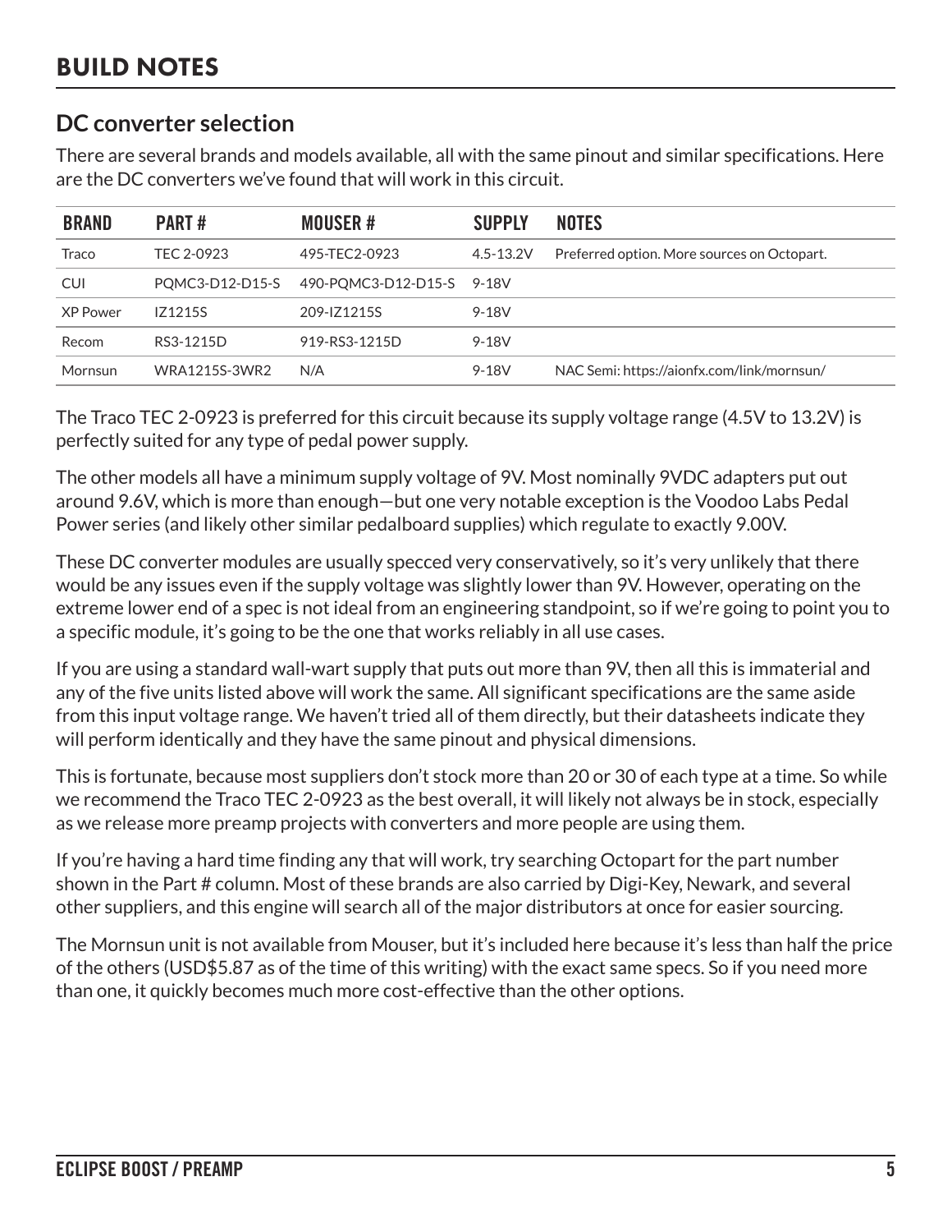# BUILD NOTES

## DC converter selection

There are several brands and models available, all with the same pinout and similar specifications. Here are the DC converters we've found that will work in this circuit.

| BRAND | PART # | MOUSER # | SUPPLY | NOTES |
|---|---|---|---|---|
| Traco | TEC 2-0923 | 495-TEC2-0923 | 4.5-13.2V | Preferred option. More sources on Octopart. |
| CUI | PQMC3-D12-D15-S | 490-PQMC3-D12-D15-S | 9-18V | |
| XP Power | IZ1215S | 209-IZ1215S | 9-18V | |
| Recom | RS3-1215D | 919-RS3-1215D | 9-18V | |
| Mornsun | WRA1215S-3WR2 | N/A | 9-18V | NAC Semi: https://aionfx.com/link/mornsun/ |

The Traco TEC 2-0923 is preferred for this circuit because its supply voltage range (4.5V to 13.2V) is perfectly suited for any type of pedal power supply.

The other models all have a minimum supply voltage of 9V. Most nominally 9VDC adapters put out around 9.6V, which is more than enough—but one very notable exception is the Voodoo Labs Pedal Power series (and likely other similar pedalboard supplies) which regulate to exactly 9.00V.

These DC converter modules are usually specced very conservatively, so it's very unlikely that there would be any issues even if the supply voltage was slightly lower than 9V. However, operating on the extreme lower end of a spec is not ideal from an engineering standpoint, so if we're going to point you to a specific module, it's going to be the one that works reliably in all use cases.

If you are using a standard wall-wart supply that puts out more than 9V, then all this is immaterial and any of the five units listed above will work the same. All significant specifications are the same aside from this input voltage range. We haven't tried all of them directly, but their datasheets indicate they will perform identically and they have the same pinout and physical dimensions.

This is fortunate, because most suppliers don't stock more than 20 or 30 of each type at a time. So while we recommend the Traco TEC 2-0923 as the best overall, it will likely not always be in stock, especially as we release more preamp projects with converters and more people are using them.

If you're having a hard time finding any that will work, try searching Octopart for the part number shown in the Part # column. Most of these brands are also carried by Digi-Key, Newark, and several other suppliers, and this engine will search all of the major distributors at once for easier sourcing.

The Mornsun unit is not available from Mouser, but it's included here because it's less than half the price of the others (USD$5.87 as of the time of this writing) with the exact same specs. So if you need more than one, it quickly becomes much more cost-effective than the other options.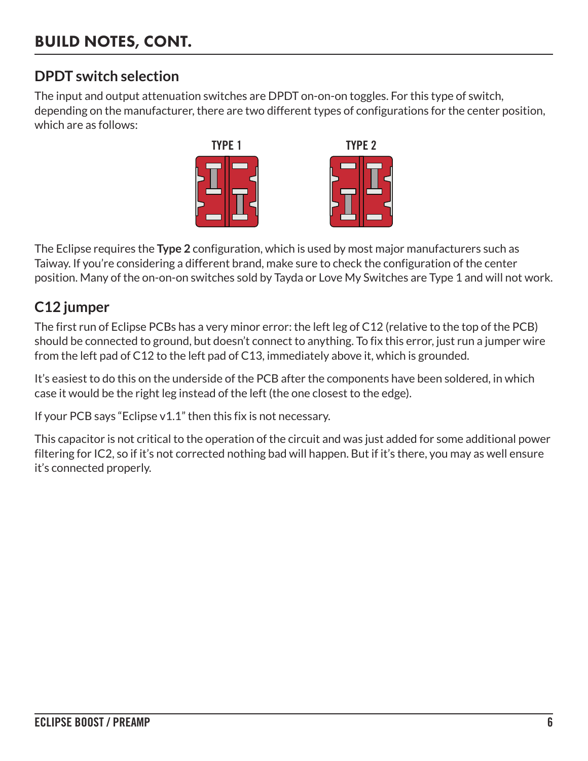# BUILD NOTES, CONT.

## DPDT switch selection

The input and output attenuation switches are DPDT on-on-on toggles. For this type of switch, depending on the manufacturer, there are two different types of configurations for the center position, which are as follows:

TYPE 1

TYPE 2

The Eclipse requires the **Type 2** configuration, which is used by most major manufacturers such as Taiway. If you're considering a different brand, make sure to check the configuration of the center position. Many of the on-on-on switches sold by Tayda or Love My Switches are Type 1 and will not work.

## C12 jumper

The first run of Eclipse PCBs has a very minor error: the left leg of C12 (relative to the top of the PCB) should be connected to ground, but doesn't connect to anything. To fix this error, just run a jumper wire from the left pad of C12 to the left pad of C13, immediately above it, which is grounded.

It's easiest to do this on the underside of the PCB after the components have been soldered, in which case it would be the right leg instead of the left (the one closest to the edge).

If your PCB says "Eclipse v1.1" then this fix is not necessary.

This capacitor is not critical to the operation of the circuit and was just added for some additional power filtering for IC2, so if it's not corrected nothing bad will happen. But if it's there, you may as well ensure it's connected properly.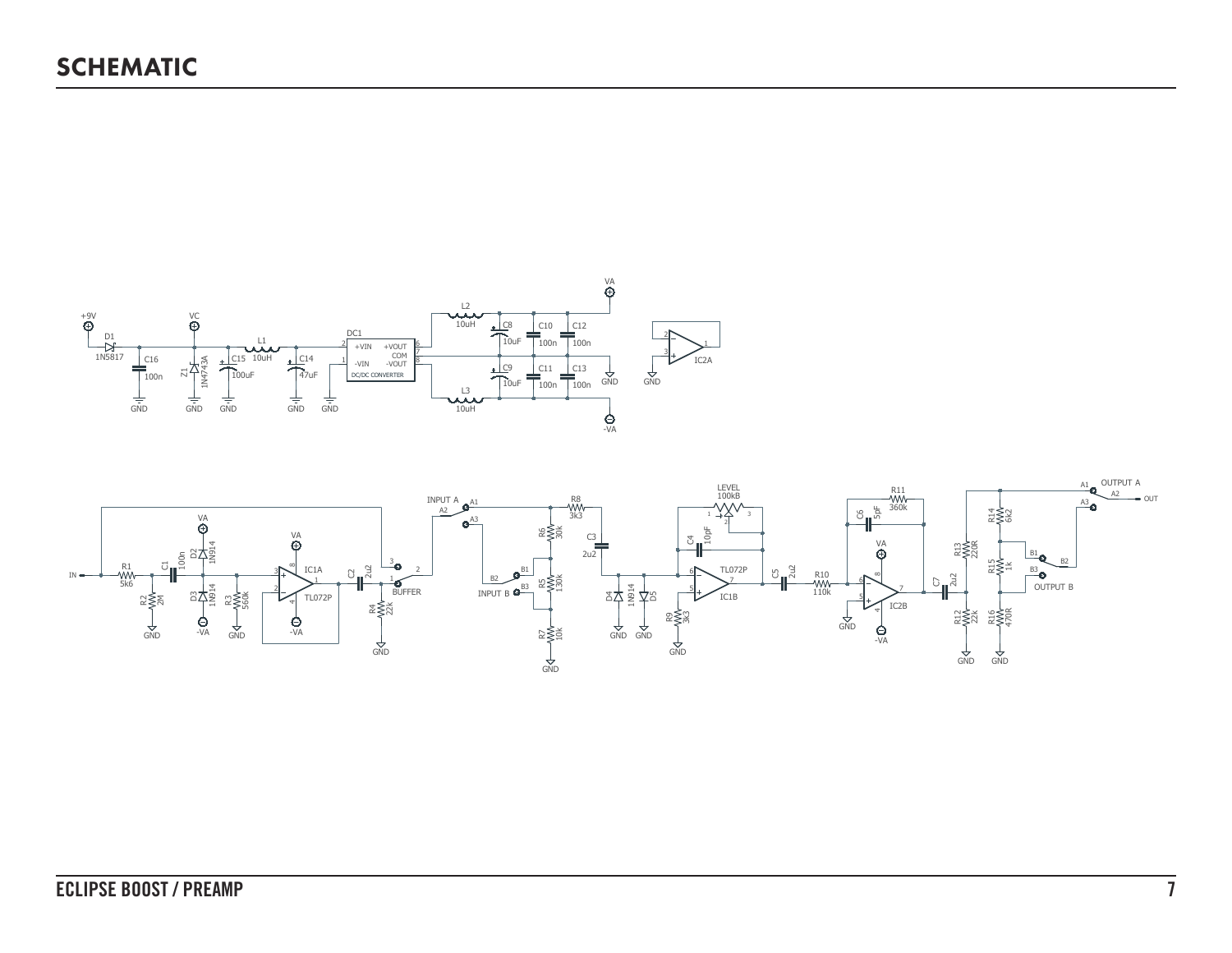# SCHEMATIC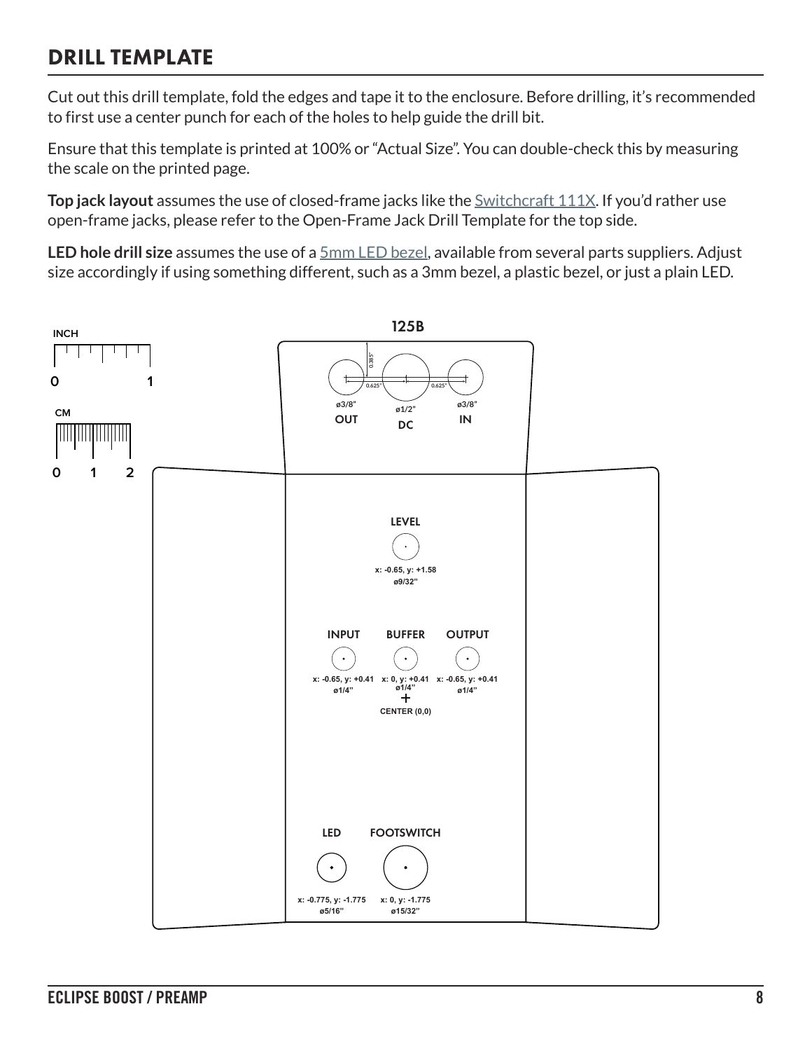# DRILL TEMPLATE

Cut out this drill template, fold the edges and tape it to the enclosure. Before drilling, it's recommended to first use a center punch for each of the holes to help guide the drill bit.

Ensure that this template is printed at 100% or "Actual Size". You can double-check this by measuring the scale on the printed page.

**Top jack layout** assumes the use of closed-frame jacks like the Switchcraft 111X. If you'd rather use open-frame jacks, please refer to the Open-Frame Jack Drill Template for the top side.

**LED hole drill size** assumes the use of a 5mm LED bezel, available from several parts suppliers. Adjust size accordingly if using something different, such as a 3mm bezel, a plastic bezel, or just a plain LED.

INCH
0 1

CM
0 1 2

125B

0.385"

0.625" 0.625"

ø3/8" OUT

ø1/2" DC

ø3/8" IN

LEVEL
x: -0.65, y: +1.58
ø9/32"

INPUT
x: -0.65, y: +0.41
ø1/4"

BUFFER
x: 0, y: +0.41
ø1/4"

OUTPUT
x: -0.65, y: +0.41
ø1/4"

CENTER (0,0)

LED
x: -0.775, y: -1.775
ø5/16"

FOOTSWITCH
x: 0, y: -1.775
ø15/32"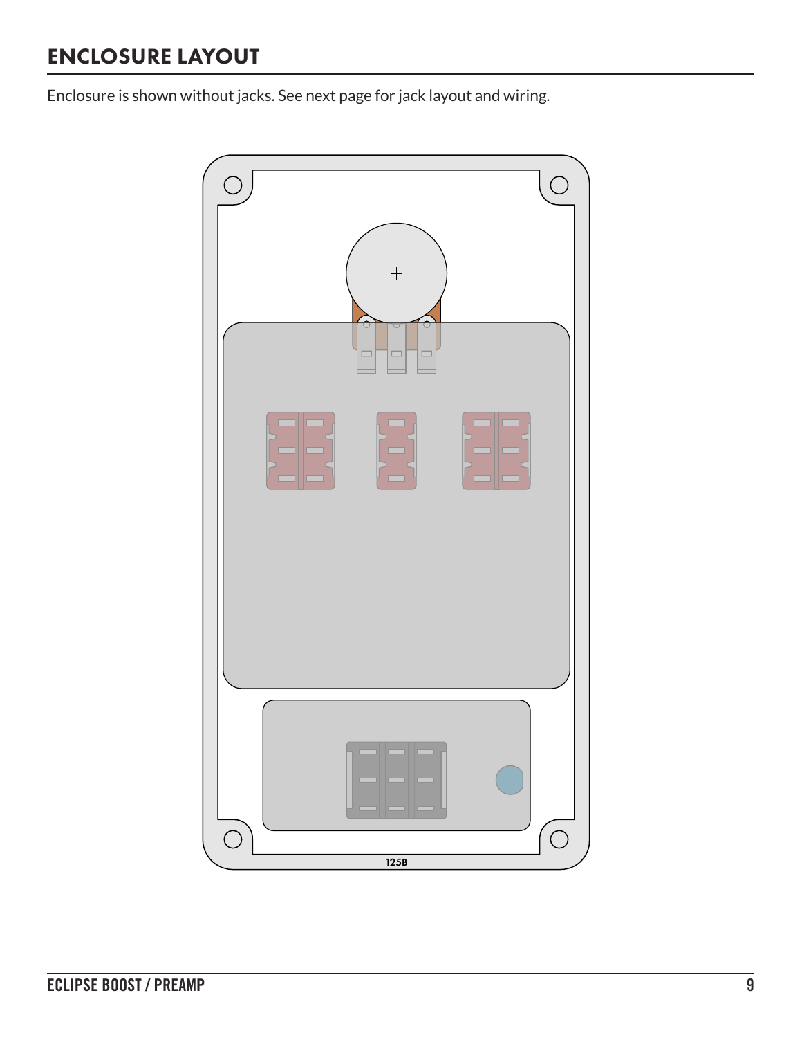## ENCLOSURE LAYOUT

Enclosure is shown without jacks. See next page for jack layout and wiring.

125B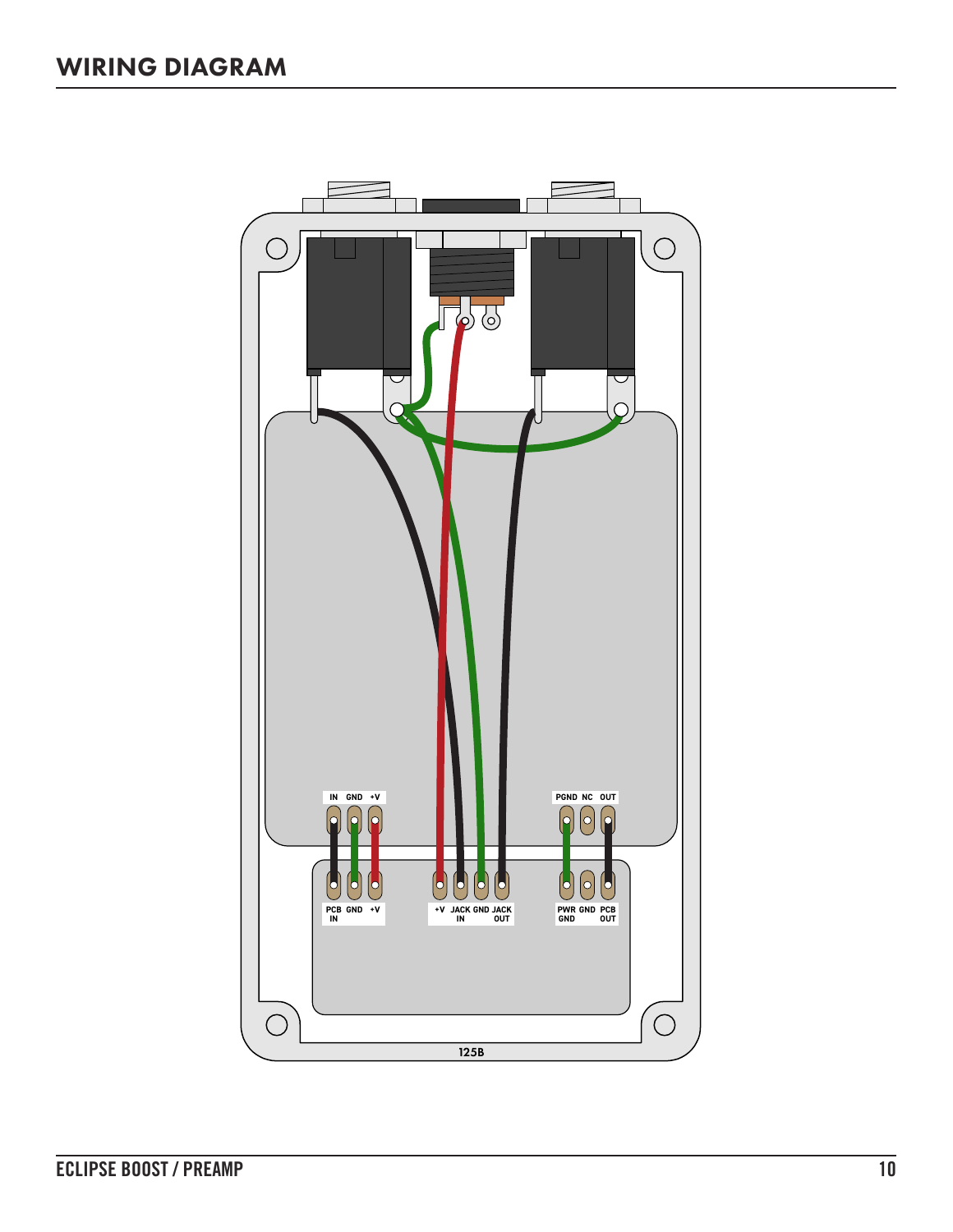# WIRING DIAGRAM

IN GND +V

PGND NC OUT

PCB IN GND +V

+V JACK IN GND JACK OUT

PWR GND GND PCB OUT

125B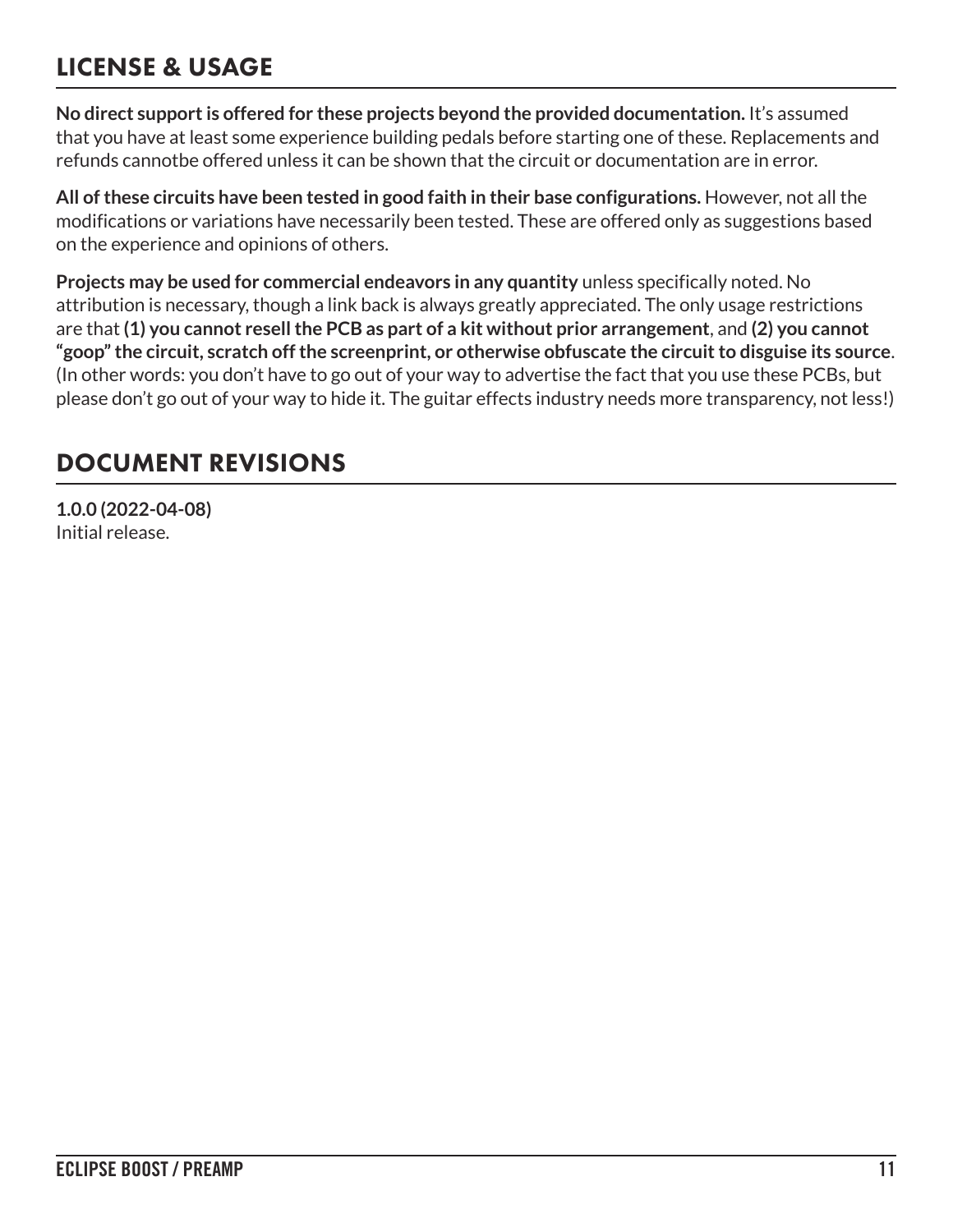## LICENSE & USAGE

**No direct support is offered for these projects beyond the provided documentation.** It's assumed that you have at least some experience building pedals before starting one of these. Replacements and refunds cannotbe offered unless it can be shown that the circuit or documentation are in error.

**All of these circuits have been tested in good faith in their base configurations.** However, not all the modifications or variations have necessarily been tested. These are offered only as suggestions based on the experience and opinions of others.

**Projects may be used for commercial endeavors in any quantity** unless specifically noted. No attribution is necessary, though a link back is always greatly appreciated. The only usage restrictions are that **(1) you cannot resell the PCB as part of a kit without prior arrangement**, and **(2) you cannot "goop" the circuit, scratch off the screenprint, or otherwise obfuscate the circuit to disguise its source**. (In other words: you don't have to go out of your way to advertise the fact that you use these PCBs, but please don't go out of your way to hide it. The guitar effects industry needs more transparency, not less!)

## DOCUMENT REVISIONS

**1.0.0 (2022-04-08)**
Initial release.